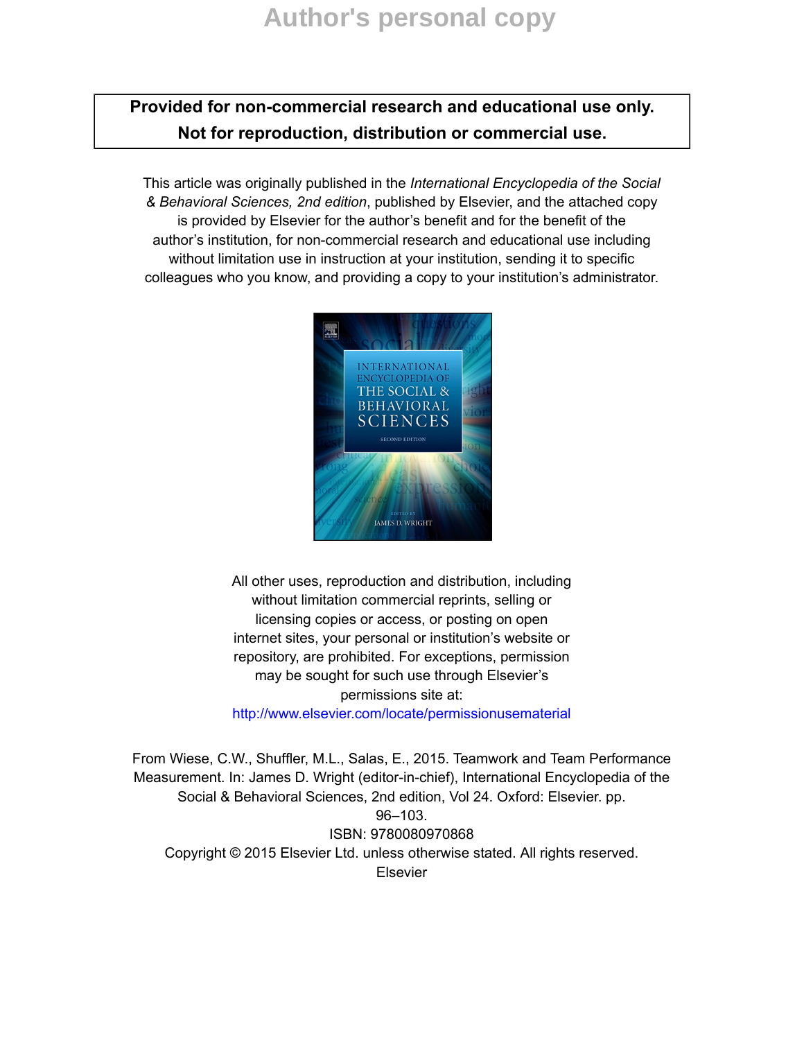# Author's personal copy

**Provided for non-commercial research and educational use only.**
**Not for reproduction, distribution or commercial use.**

This article was originally published in the *International Encyclopedia of the Social & Behavioral Sciences, 2nd edition*, published by Elsevier, and the attached copy is provided by Elsevier for the author's benefit and for the benefit of the author's institution, for non-commercial research and educational use including without limitation use in instruction at your institution, sending it to specific colleagues who you know, and providing a copy to your institution's administrator.

All other uses, reproduction and distribution, including without limitation commercial reprints, selling or licensing copies or access, or posting on open internet sites, your personal or institution's website or repository, are prohibited. For exceptions, permission may be sought for such use through Elsevier's permissions site at:
http://www.elsevier.com/locate/permissionusematerial

From Wiese, C.W., Shuffler, M.L., Salas, E., 2015. Teamwork and Team Performance Measurement. In: James D. Wright (editor-in-chief), International Encyclopedia of the Social & Behavioral Sciences, 2nd edition, Vol 24. Oxford: Elsevier. pp. 96–103.
ISBN: 9780080970868
Copyright © 2015 Elsevier Ltd. unless otherwise stated. All rights reserved.
Elsevier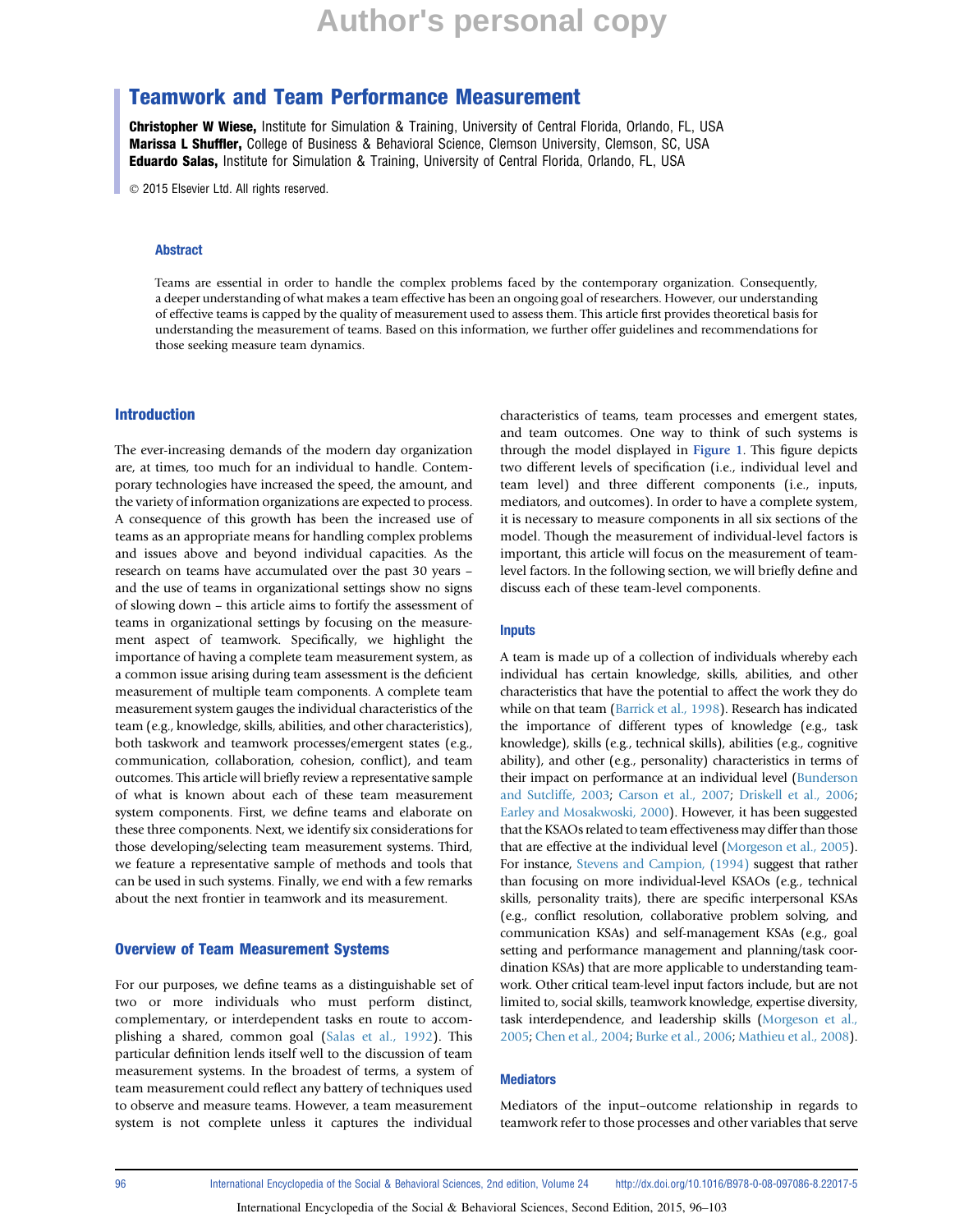# Teamwork and Team Performance Measurement

**Christopher W Wiese,** Institute for Simulation & Training, University of Central Florida, Orlando, FL, USA
**Marissa L Shuffler,** College of Business & Behavioral Science, Clemson University, Clemson, SC, USA
**Eduardo Salas,** Institute for Simulation & Training, University of Central Florida, Orlando, FL, USA

© 2015 Elsevier Ltd. All rights reserved.

## Abstract

Teams are essential in order to handle the complex problems faced by the contemporary organization. Consequently, a deeper understanding of what makes a team effective has been an ongoing goal of researchers. However, our understanding of effective teams is capped by the quality of measurement used to assess them. This article first provides theoretical basis for understanding the measurement of teams. Based on this information, we further offer guidelines and recommendations for those seeking measure team dynamics.

## Introduction

The ever-increasing demands of the modern day organization are, at times, too much for an individual to handle. Contemporary technologies have increased the speed, the amount, and the variety of information organizations are expected to process. A consequence of this growth has been the increased use of teams as an appropriate means for handling complex problems and issues above and beyond individual capacities. As the research on teams have accumulated over the past 30 years – and the use of teams in organizational settings show no signs of slowing down – this article aims to fortify the assessment of teams in organizational settings by focusing on the measurement aspect of teamwork. Specifically, we highlight the importance of having a complete team measurement system, as a common issue arising during team assessment is the deficient measurement of multiple team components. A complete team measurement system gauges the individual characteristics of the team (e.g., knowledge, skills, abilities, and other characteristics), both taskwork and teamwork processes/emergent states (e.g., communication, collaboration, cohesion, conflict), and team outcomes. This article will briefly review a representative sample of what is known about each of these team measurement system components. First, we define teams and elaborate on these three components. Next, we identify six considerations for those developing/selecting team measurement systems. Third, we feature a representative sample of methods and tools that can be used in such systems. Finally, we end with a few remarks about the next frontier in teamwork and its measurement.

## Overview of Team Measurement Systems

For our purposes, we define teams as a distinguishable set of two or more individuals who must perform distinct, complementary, or interdependent tasks en route to accomplishing a shared, common goal (Salas et al., 1992). This particular definition lends itself well to the discussion of team measurement systems. In the broadest of terms, a system of team measurement could reflect any battery of techniques used to observe and measure teams. However, a team measurement system is not complete unless it captures the individual characteristics of teams, team processes and emergent states, and team outcomes. One way to think of such systems is through the model displayed in Figure 1. This figure depicts two different levels of specification (i.e., individual level and team level) and three different components (i.e., inputs, mediators, and outcomes). In order to have a complete system, it is necessary to measure components in all six sections of the model. Though the measurement of individual-level factors is important, this article will focus on the measurement of team-level factors. In the following section, we will briefly define and discuss each of these team-level components.

### Inputs

A team is made up of a collection of individuals whereby each individual has certain knowledge, skills, abilities, and other characteristics that have the potential to affect the work they do while on that team (Barrick et al., 1998). Research has indicated the importance of different types of knowledge (e.g., task knowledge), skills (e.g., technical skills), abilities (e.g., cognitive ability), and other (e.g., personality) characteristics in terms of their impact on performance at an individual level (Bunderson and Sutcliffe, 2003; Carson et al., 2007; Driskell et al., 2006; Earley and Mosakwoski, 2000). However, it has been suggested that the KSAOs related to team effectiveness may differ than those that are effective at the individual level (Morgeson et al., 2005). For instance, Stevens and Campion, (1994) suggest that rather than focusing on more individual-level KSAOs (e.g., technical skills, personality traits), there are specific interpersonal KSAs (e.g., conflict resolution, collaborative problem solving, and communication KSAs) and self-management KSAs (e.g., goal setting and performance management and planning/task coordination KSAs) that are more applicable to understanding teamwork. Other critical team-level input factors include, but are not limited to, social skills, teamwork knowledge, expertise diversity, task interdependence, and leadership skills (Morgeson et al., 2005; Chen et al., 2004; Burke et al., 2006; Mathieu et al., 2008).

### Mediators

Mediators of the input–outcome relationship in regards to teamwork refer to those processes and other variables that serve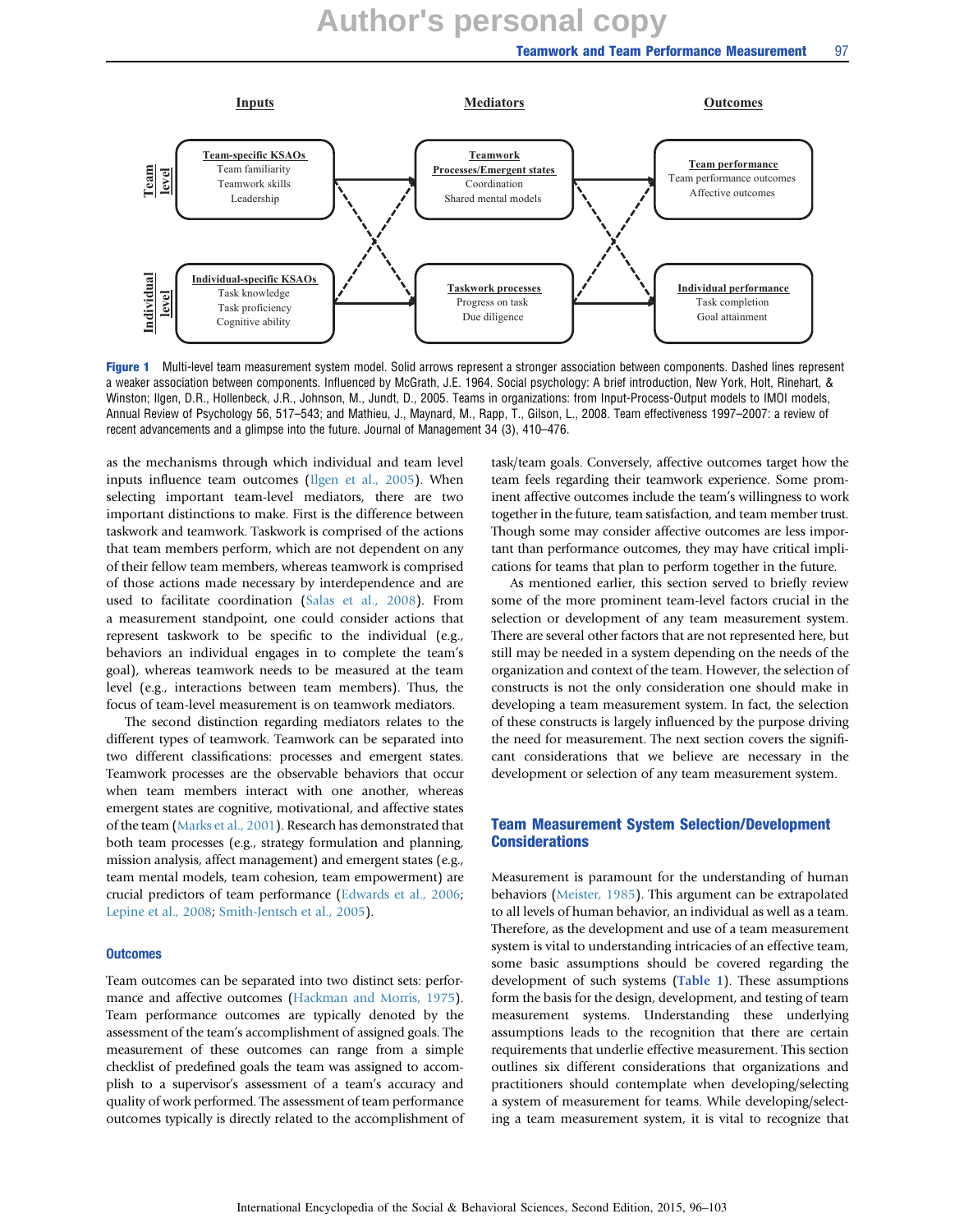Inputs

Mediators

Outcomes

Team level

Individual level

Team-specific KSAOs
Team familiarity
Teamwork skills
Leadership

Teamwork Processes/Emergent states
Coordination
Shared mental models

Team performance
Team performance outcomes
Affective outcomes

Individual-specific KSAOs
Task knowledge
Task proficiency
Cognitive ability

Taskwork processes
Progress on task
Due diligence

Individual performance
Task completion
Goal attainment

**Figure 1** Multi-level team measurement system model. Solid arrows represent a stronger association between components. Dashed lines represent a weaker association between components. Influenced by McGrath, J.E. 1964. Social psychology: A brief introduction, New York, Holt, Rinehart, & Winston; Ilgen, D.R., Hollenbeck, J.R., Johnson, M., Jundt, D., 2005. Teams in organizations: from Input-Process-Output models to IMOI models, Annual Review of Psychology 56, 517–543; and Mathieu, J., Maynard, M., Rapp, T., Gilson, L., 2008. Team effectiveness 1997–2007: a review of recent advancements and a glimpse into the future. Journal of Management 34 (3), 410–476.

as the mechanisms through which individual and team level inputs influence team outcomes (Ilgen et al., 2005). When selecting important team-level mediators, there are two important distinctions to make. First is the difference between taskwork and teamwork. Taskwork is comprised of the actions that team members perform, which are not dependent on any of their fellow team members, whereas teamwork is comprised of those actions made necessary by interdependence and are used to facilitate coordination (Salas et al., 2008). From a measurement standpoint, one could consider actions that represent taskwork to be specific to the individual (e.g., behaviors an individual engages in to complete the team's goal), whereas teamwork needs to be measured at the team level (e.g., interactions between team members). Thus, the focus of team-level measurement is on teamwork mediators.

The second distinction regarding mediators relates to the different types of teamwork. Teamwork can be separated into two different classifications: processes and emergent states. Teamwork processes are the observable behaviors that occur when team members interact with one another, whereas emergent states are cognitive, motivational, and affective states of the team (Marks et al., 2001). Research has demonstrated that both team processes (e.g., strategy formulation and planning, mission analysis, affect management) and emergent states (e.g., team mental models, team cohesion, team empowerment) are crucial predictors of team performance (Edwards et al., 2006; Lepine et al., 2008; Smith-Jentsch et al., 2005).

### Outcomes

Team outcomes can be separated into two distinct sets: performance and affective outcomes (Hackman and Morris, 1975). Team performance outcomes are typically denoted by the assessment of the team's accomplishment of assigned goals. The measurement of these outcomes can range from a simple checklist of predefined goals the team was assigned to accomplish to a supervisor's assessment of a team's accuracy and quality of work performed. The assessment of team performance outcomes typically is directly related to the accomplishment of task/team goals. Conversely, affective outcomes target how the team feels regarding their teamwork experience. Some prominent affective outcomes include the team's willingness to work together in the future, team satisfaction, and team member trust. Though some may consider affective outcomes are less important than performance outcomes, they may have critical implications for teams that plan to perform together in the future.

As mentioned earlier, this section served to briefly review some of the more prominent team-level factors crucial in the selection or development of any team measurement system. There are several other factors that are not represented here, but still may be needed in a system depending on the needs of the organization and context of the team. However, the selection of constructs is not the only consideration one should make in developing a team measurement system. In fact, the selection of these constructs is largely influenced by the purpose driving the need for measurement. The next section covers the significant considerations that we believe are necessary in the development or selection of any team measurement system.

## Team Measurement System Selection/Development Considerations

Measurement is paramount for the understanding of human behaviors (Meister, 1985). This argument can be extrapolated to all levels of human behavior, an individual as well as a team. Therefore, as the development and use of a team measurement system is vital to understanding intricacies of an effective team, some basic assumptions should be covered regarding the development of such systems (Table 1). These assumptions form the basis for the design, development, and testing of team measurement systems. Understanding these underlying assumptions leads to the recognition that there are certain requirements that underlie effective measurement. This section outlines six different considerations that organizations and practitioners should contemplate when developing/selecting a system of measurement for teams. While developing/selecting a team measurement system, it is vital to recognize that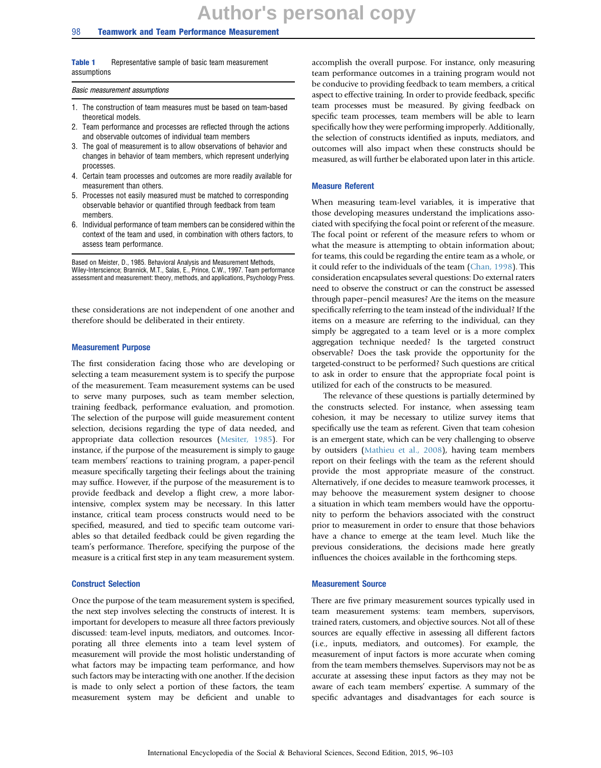**Table 1** Representative sample of basic team measurement assumptions

| *Basic measurement assumptions* |
|---|
| 1. The construction of team measures must be based on team-based theoretical models. |
| 2. Team performance and processes are reflected through the actions and observable outcomes of individual team members |
| 3. The goal of measurement is to allow observations of behavior and changes in behavior of team members, which represent underlying processes. |
| 4. Certain team processes and outcomes are more readily available for measurement than others. |
| 5. Processes not easily measured must be matched to corresponding observable behavior or quantified through feedback from team members. |
| 6. Individual performance of team members can be considered within the context of the team and used, in combination with others factors, to assess team performance. |

Based on Meister, D., 1985. Behavioral Analysis and Measurement Methods, Wiley-Interscience; Brannick, M.T., Salas, E., Prince, C.W., 1997. Team performance assessment and measurement: theory, methods, and applications, Psychology Press.

these considerations are not independent of one another and therefore should be deliberated in their entirety.

### Measurement Purpose

The first consideration facing those who are developing or selecting a team measurement system is to specify the purpose of the measurement. Team measurement systems can be used to serve many purposes, such as team member selection, training feedback, performance evaluation, and promotion. The selection of the purpose will guide measurement content selection, decisions regarding the type of data needed, and appropriate data collection resources (Mesiter, 1985). For instance, if the purpose of the measurement is simply to gauge team members' reactions to training program, a paper-pencil measure specifically targeting their feelings about the training may suffice. However, if the purpose of the measurement is to provide feedback and develop a flight crew, a more labor-intensive, complex system may be necessary. In this latter instance, critical team process constructs would need to be specified, measured, and tied to specific team outcome variables so that detailed feedback could be given regarding the team's performance. Therefore, specifying the purpose of the measure is a critical first step in any team measurement system.

### Construct Selection

Once the purpose of the team measurement system is specified, the next step involves selecting the constructs of interest. It is important for developers to measure all three factors previously discussed: team-level inputs, mediators, and outcomes. Incorporating all three elements into a team level system of measurement will provide the most holistic understanding of what factors may be impacting team performance, and how such factors may be interacting with one another. If the decision is made to only select a portion of these factors, the team measurement system may be deficient and unable to accomplish the overall purpose. For instance, only measuring team performance outcomes in a training program would not be conducive to providing feedback to team members, a critical aspect to effective training. In order to provide feedback, specific team processes must be measured. By giving feedback on specific team processes, team members will be able to learn specifically how they were performing improperly. Additionally, the selection of constructs identified as inputs, mediators, and outcomes will also impact when these constructs should be measured, as will further be elaborated upon later in this article.

### Measure Referent

When measuring team-level variables, it is imperative that those developing measures understand the implications associated with specifying the focal point or referent of the measure. The focal point or referent of the measure refers to whom or what the measure is attempting to obtain information about; for teams, this could be regarding the entire team as a whole, or it could refer to the individuals of the team (Chan, 1998). This consideration encapsulates several questions: Do external raters need to observe the construct or can the construct be assessed through paper–pencil measures? Are the items on the measure specifically referring to the team instead of the individual? If the items on a measure are referring to the individual, can they simply be aggregated to a team level or is a more complex aggregation technique needed? Is the targeted construct observable? Does the task provide the opportunity for the targeted-construct to be performed? Such questions are critical to ask in order to ensure that the appropriate focal point is utilized for each of the constructs to be measured.

The relevance of these questions is partially determined by the constructs selected. For instance, when assessing team cohesion, it may be necessary to utilize survey items that specifically use the team as referent. Given that team cohesion is an emergent state, which can be very challenging to observe by outsiders (Mathieu et al., 2008), having team members report on their feelings with the team as the referent should provide the most appropriate measure of the construct. Alternatively, if one decides to measure teamwork processes, it may behoove the measurement system designer to choose a situation in which team members would have the opportunity to perform the behaviors associated with the construct prior to measurement in order to ensure that those behaviors have a chance to emerge at the team level. Much like the previous considerations, the decisions made here greatly influences the choices available in the forthcoming steps.

### Measurement Source

There are five primary measurement sources typically used in team measurement systems: team members, supervisors, trained raters, customers, and objective sources. Not all of these sources are equally effective in assessing all different factors (i.e., inputs, mediators, and outcomes). For example, the measurement of input factors is more accurate when coming from the team members themselves. Supervisors may not be as accurate at assessing these input factors as they may not be aware of each team members' expertise. A summary of the specific advantages and disadvantages for each source is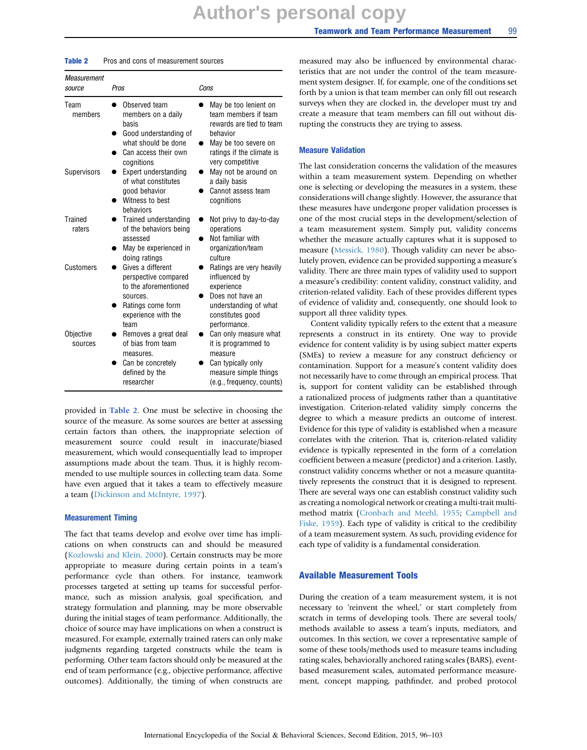**Table 2** Pros and cons of measurement sources

| *Measurement source* | *Pros* | *Cons* |
|---|---|---|
| Team members | ● Observed team members on a daily basis<br>● Good understanding of what should be done<br>● Can access their own cognitions | ● May be too lenient on team members if team rewards are tied to team behavior<br>● May be too severe on ratings if the climate is very competitive |
| Supervisors | ● Expert understanding of what constitutes good behavior<br>● Witness to best behaviors | ● May not be around on a daily basis<br>● Cannot assess team cognitions |
| Trained raters | ● Trained understanding of the behaviors being assessed<br>● May be experienced in doing ratings | ● Not privy to day-to-day operations<br>● Not familiar with organization/team culture |
| Customers | ● Gives a different perspective compared to the aforementioned sources.<br>● Ratings come form experience with the team | ● Ratings are very heavily influenced by experience<br>● Does not have an understanding of what constitutes good performance. |
| Objective sources | ● Removes a great deal of bias from team measures.<br>● Can be concretely defined by the researcher | ● Can only measure what it is programmed to measure<br>● Can typically only measure simple things (e.g., frequency, counts) |

provided in Table 2. One must be selective in choosing the source of the measure. As some sources are better at assessing certain factors than others, the inappropriate selection of measurement source could result in inaccurate/biased measurement, which would consequentially lead to improper assumptions made about the team. Thus, it is highly recommended to use multiple sources in collecting team data. Some have even argued that it takes a team to effectively measure a team (Dickinson and McIntyre, 1997).

### Measurement Timing

The fact that teams develop and evolve over time has implications on when constructs can and should be measured (Kozlowski and Klein, 2000). Certain constructs may be more appropriate to measure during certain points in a team's performance cycle than others. For instance, teamwork processes targeted at setting up teams for successful performance, such as mission analysis, goal specification, and strategy formulation and planning, may be more observable during the initial stages of team performance. Additionally, the choice of source may have implications on when a construct is measured. For example, externally trained raters can only make judgments regarding targeted constructs while the team is performing. Other team factors should only be measured at the end of team performance (e.g., objective performance, affective outcomes). Additionally, the timing of when constructs are measured may also be influenced by environmental characteristics that are not under the control of the team measurement system designer. If, for example, one of the conditions set forth by a union is that team member can only fill out research surveys when they are clocked in, the developer must try and create a measure that team members can fill out without disrupting the constructs they are trying to assess.

### Measure Validation

The last consideration concerns the validation of the measures within a team measurement system. Depending on whether one is selecting or developing the measures in a system, these considerations will change slightly. However, the assurance that these measures have undergone proper validation processes is one of the most crucial steps in the development/selection of a team measurement system. Simply put, validity concerns whether the measure actually captures what it is supposed to measure (Messick, 1980). Though validity can never be absolutely proven, evidence can be provided supporting a measure's validity. There are three main types of validity used to support a measure's credibility: content validity, construct validity, and criterion-related validity. Each of these provides different types of evidence of validity and, consequently, one should look to support all three validity types.

Content validity typically refers to the extent that a measure represents a construct in its entirety. One way to provide evidence for content validity is by using subject matter experts (SMEs) to review a measure for any construct deficiency or contamination. Support for a measure's content validity does not necessarily have to come through an empirical process. That is, support for content validity can be established through a rationalized process of judgments rather than a quantitative investigation. Criterion-related validity simply concerns the degree to which a measure predicts an outcome of interest. Evidence for this type of validity is established when a measure correlates with the criterion. That is, criterion-related validity evidence is typically represented in the form of a correlation coefficient between a measure (predictor) and a criterion. Lastly, construct validity concerns whether or not a measure quantitatively represents the construct that it is designed to represent. There are several ways one can establish construct validity such as creating a nomological network or creating a multi-trait multi-method matrix (Cronbach and Meehl, 1955; Campbell and Fiske, 1959). Each type of validity is critical to the credibility of a team measurement system. As such, providing evidence for each type of validity is a fundamental consideration.

## Available Measurement Tools

During the creation of a team measurement system, it is not necessary to 'reinvent the wheel,' or start completely from scratch in terms of developing tools. There are several tools/methods available to assess a team's inputs, mediators, and outcomes. In this section, we cover a representative sample of some of these tools/methods used to measure teams including rating scales, behaviorally anchored rating scales (BARS), event-based measurement scales, automated performance measurement, concept mapping, pathfinder, and probed protocol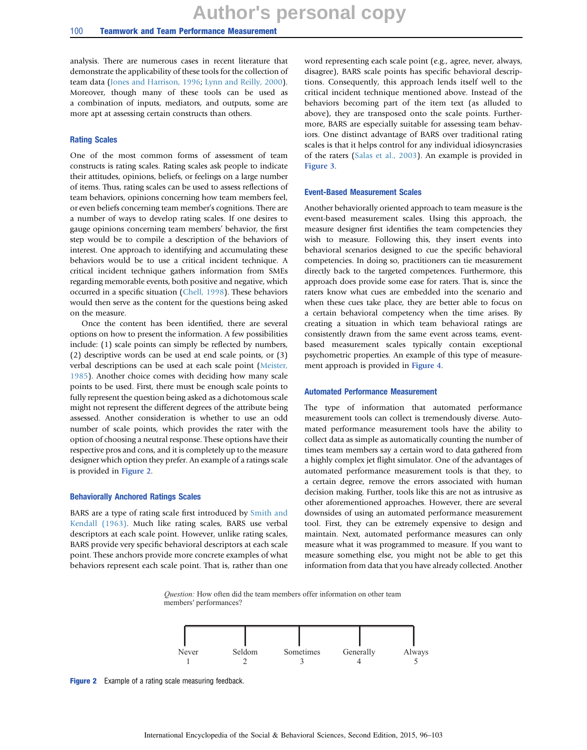analysis. There are numerous cases in recent literature that demonstrate the applicability of these tools for the collection of team data (Jones and Harrison, 1996; Lynn and Reilly, 2000). Moreover, though many of these tools can be used as a combination of inputs, mediators, and outputs, some are more apt at assessing certain constructs than others.

### Rating Scales

One of the most common forms of assessment of team constructs is rating scales. Rating scales ask people to indicate their attitudes, opinions, beliefs, or feelings on a large number of items. Thus, rating scales can be used to assess reflections of team behaviors, opinions concerning how team members feel, or even beliefs concerning team member's cognitions. There are a number of ways to develop rating scales. If one desires to gauge opinions concerning team members' behavior, the first step would be to compile a description of the behaviors of interest. One approach to identifying and accumulating these behaviors would be to use a critical incident technique. A critical incident technique gathers information from SMEs regarding memorable events, both positive and negative, which occurred in a specific situation (Chell, 1998). These behaviors would then serve as the content for the questions being asked on the measure.

Once the content has been identified, there are several options on how to present the information. A few possibilities include: (1) scale points can simply be reflected by numbers, (2) descriptive words can be used at end scale points, or (3) verbal descriptions can be used at each scale point (Meister, 1985). Another choice comes with deciding how many scale points to be used. First, there must be enough scale points to fully represent the question being asked as a dichotomous scale might not represent the different degrees of the attribute being assessed. Another consideration is whether to use an odd number of scale points, which provides the rater with the option of choosing a neutral response. These options have their respective pros and cons, and it is completely up to the measure designer which option they prefer. An example of a ratings scale is provided in Figure 2.

### Behaviorally Anchored Ratings Scales

BARS are a type of rating scale first introduced by Smith and Kendall (1963). Much like rating scales, BARS use verbal descriptors at each scale point. However, unlike rating scales, BARS provide very specific behavioral descriptors at each scale point. These anchors provide more concrete examples of what behaviors represent each scale point. That is, rather than one word representing each scale point (e.g., agree, never, always, disagree), BARS scale points has specific behavioral descriptions. Consequently, this approach lends itself well to the critical incident technique mentioned above. Instead of the behaviors becoming part of the item text (as alluded to above), they are transposed onto the scale points. Furthermore, BARS are especially suitable for assessing team behaviors. One distinct advantage of BARS over traditional rating scales is that it helps control for any individual idiosyncrasies of the raters (Salas et al., 2003). An example is provided in Figure 3.

### Event-Based Measurement Scales

Another behaviorally oriented approach to team measure is the event-based measurement scales. Using this approach, the measure designer first identifies the team competencies they wish to measure. Following this, they insert events into behavioral scenarios designed to cue the specific behavioral competencies. In doing so, practitioners can tie measurement directly back to the targeted competences. Furthermore, this approach does provide some ease for raters. That is, since the raters know what cues are embedded into the scenario and when these cues take place, they are better able to focus on a certain behavioral competency when the time arises. By creating a situation in which team behavioral ratings are consistently drawn from the same event across teams, event-based measurement scales typically contain exceptional psychometric properties. An example of this type of measurement approach is provided in Figure 4.

### Automated Performance Measurement

The type of information that automated performance measurement tools can collect is tremendously diverse. Automated performance measurement tools have the ability to collect data as simple as automatically counting the number of times team members say a certain word to data gathered from a highly complex jet flight simulator. One of the advantages of automated performance measurement tools is that they, to a certain degree, remove the errors associated with human decision making. Further, tools like this are not as intrusive as other aforementioned approaches. However, there are several downsides of using an automated performance measurement tool. First, they can be extremely expensive to design and maintain. Next, automated performance measures can only measure what it was programmed to measure. If you want to measure something else, you might not be able to get this information from data that you have already collected. Another

*Question:* How often did the team members offer information on other team members' performances?

Never 1
Seldom 2
Sometimes 3
Generally 4
Always 5

**Figure 2** Example of a rating scale measuring feedback.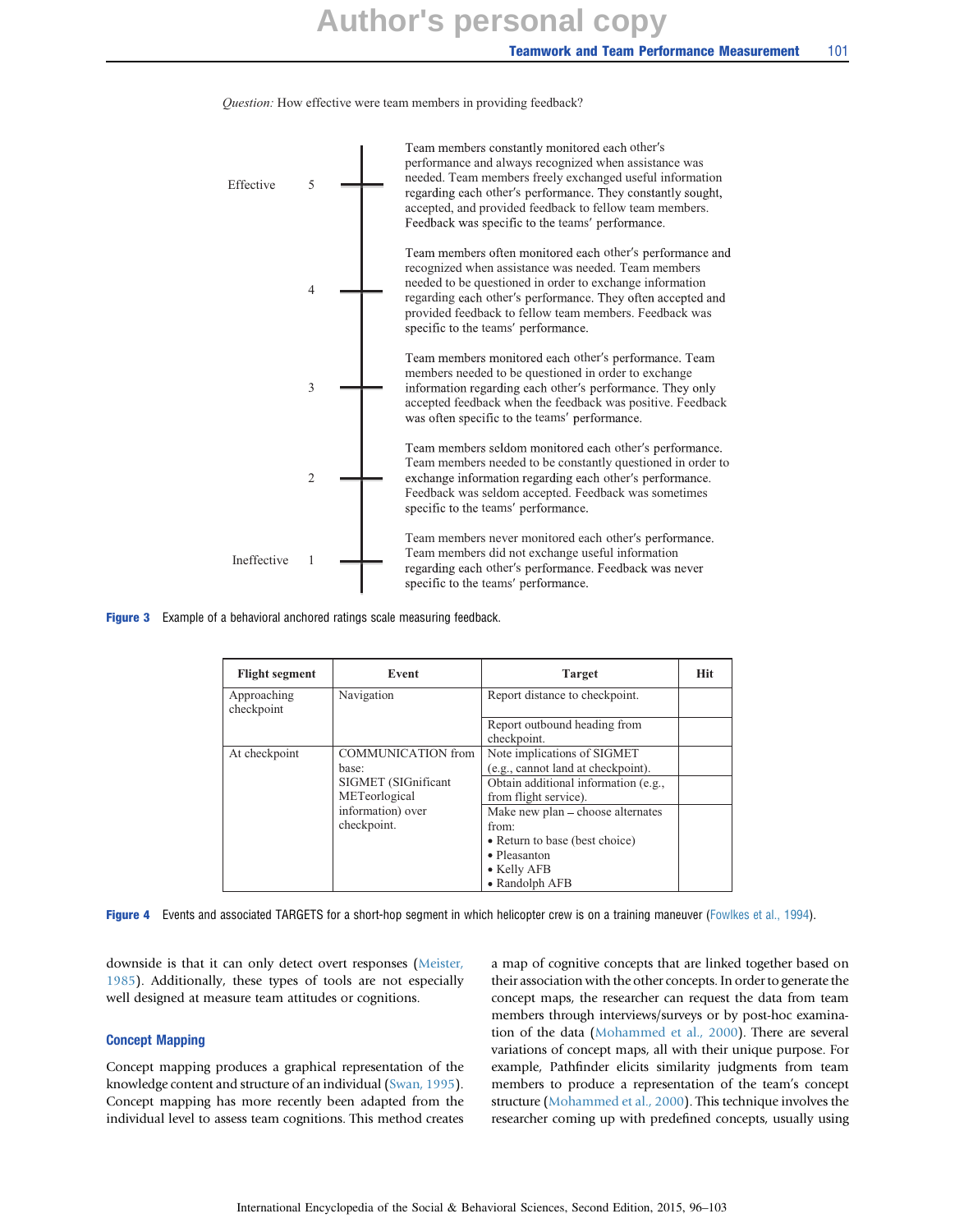*Question:* How effective were team members in providing feedback?

| Rating | | Description |
|---|---|---|
| Effective | 5 | Team members constantly monitored each other's performance and always recognized when assistance was needed. Team members freely exchanged useful information regarding each other's performance. They constantly sought, accepted, and provided feedback to fellow team members. Feedback was specific to the teams' performance. |
| | 4 | Team members often monitored each other's performance and recognized when assistance was needed. Team members needed to be questioned in order to exchange information regarding each other's performance. They often accepted and provided feedback to fellow team members. Feedback was specific to the teams' performance. |
| | 3 | Team members monitored each other's performance. Team members needed to be questioned in order to exchange information regarding each other's performance. They only accepted feedback when the feedback was positive. Feedback was often specific to the teams' performance. |
| | 2 | Team members seldom monitored each other's performance. Team members needed to be constantly questioned in order to exchange information regarding each other's performance. Feedback was seldom accepted. Feedback was sometimes specific to the teams' performance. |
| Ineffective | 1 | Team members never monitored each other's performance. Team members did not exchange useful information regarding each other's performance. Feedback was never specific to the teams' performance. |

**Figure 3** Example of a behavioral anchored ratings scale measuring feedback.

| Flight segment | Event | Target | Hit |
|---|---|---|---|
| Approaching checkpoint | Navigation | Report distance to checkpoint. | |
| | | Report outbound heading from checkpoint. | |
| At checkpoint | COMMUNICATION from base: SIGMET (SIGnificant METeorlogical information) over checkpoint. | Note implications of SIGMET (e.g., cannot land at checkpoint). | |
| | | Obtain additional information (e.g., from flight service). | |
| | | Make new plan – choose alternates from: • Return to base (best choice) • Pleasanton • Kelly AFB • Randolph AFB | |

**Figure 4** Events and associated TARGETS for a short-hop segment in which helicopter crew is on a training maneuver (Fowlkes et al., 1994).

downside is that it can only detect overt responses (Meister, 1985). Additionally, these types of tools are not especially well designed at measure team attitudes or cognitions.

### Concept Mapping

Concept mapping produces a graphical representation of the knowledge content and structure of an individual (Swan, 1995). Concept mapping has more recently been adapted from the individual level to assess team cognitions. This method creates a map of cognitive concepts that are linked together based on their association with the other concepts. In order to generate the concept maps, the researcher can request the data from team members through interviews/surveys or by post-hoc examination of the data (Mohammed et al., 2000). There are several variations of concept maps, all with their unique purpose. For example, Pathfinder elicits similarity judgments from team members to produce a representation of the team's concept structure (Mohammed et al., 2000). This technique involves the researcher coming up with predefined concepts, usually using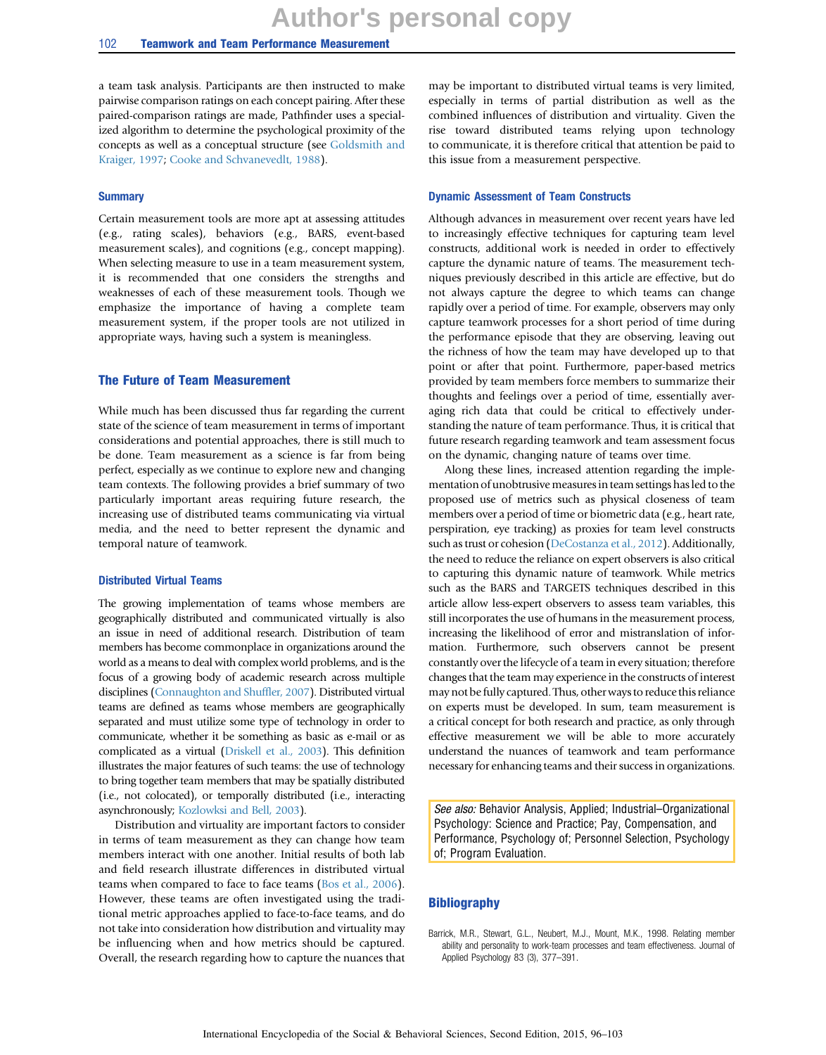a team task analysis. Participants are then instructed to make pairwise comparison ratings on each concept pairing. After these paired-comparison ratings are made, Pathfinder uses a specialized algorithm to determine the psychological proximity of the concepts as well as a conceptual structure (see Goldsmith and Kraiger, 1997; Cooke and Schvanevedlt, 1988).

### Summary

Certain measurement tools are more apt at assessing attitudes (e.g., rating scales), behaviors (e.g., BARS, event-based measurement scales), and cognitions (e.g., concept mapping). When selecting measure to use in a team measurement system, it is recommended that one considers the strengths and weaknesses of each of these measurement tools. Though we emphasize the importance of having a complete team measurement system, if the proper tools are not utilized in appropriate ways, having such a system is meaningless.

## The Future of Team Measurement

While much has been discussed thus far regarding the current state of the science of team measurement in terms of important considerations and potential approaches, there is still much to be done. Team measurement as a science is far from being perfect, especially as we continue to explore new and changing team contexts. The following provides a brief summary of two particularly important areas requiring future research, the increasing use of distributed teams communicating via virtual media, and the need to better represent the dynamic and temporal nature of teamwork.

### Distributed Virtual Teams

The growing implementation of teams whose members are geographically distributed and communicated virtually is also an issue in need of additional research. Distribution of team members has become commonplace in organizations around the world as a means to deal with complex world problems, and is the focus of a growing body of academic research across multiple disciplines (Connaughton and Shuffler, 2007). Distributed virtual teams are defined as teams whose members are geographically separated and must utilize some type of technology in order to communicate, whether it be something as basic as e-mail or as complicated as a virtual (Driskell et al., 2003). This definition illustrates the major features of such teams: the use of technology to bring together team members that may be spatially distributed (i.e., not colocated), or temporally distributed (i.e., interacting asynchronously; Kozlowksi and Bell, 2003).

Distribution and virtuality are important factors to consider in terms of team measurement as they can change how team members interact with one another. Initial results of both lab and field research illustrate differences in distributed virtual teams when compared to face to face teams (Bos et al., 2006). However, these teams are often investigated using the traditional metric approaches applied to face-to-face teams, and do not take into consideration how distribution and virtuality may be influencing when and how metrics should be captured. Overall, the research regarding how to capture the nuances that may be important to distributed virtual teams is very limited, especially in terms of partial distribution as well as the combined influences of distribution and virtuality. Given the rise toward distributed teams relying upon technology to communicate, it is therefore critical that attention be paid to this issue from a measurement perspective.

### Dynamic Assessment of Team Constructs

Although advances in measurement over recent years have led to increasingly effective techniques for capturing team level constructs, additional work is needed in order to effectively capture the dynamic nature of teams. The measurement techniques previously described in this article are effective, but do not always capture the degree to which teams can change rapidly over a period of time. For example, observers may only capture teamwork processes for a short period of time during the performance episode that they are observing, leaving out the richness of how the team may have developed up to that point or after that point. Furthermore, paper-based metrics provided by team members force members to summarize their thoughts and feelings over a period of time, essentially averaging rich data that could be critical to effectively understanding the nature of team performance. Thus, it is critical that future research regarding teamwork and team assessment focus on the dynamic, changing nature of teams over time.

Along these lines, increased attention regarding the implementation of unobtrusive measures in team settings has led to the proposed use of metrics such as physical closeness of team members over a period of time or biometric data (e.g., heart rate, perspiration, eye tracking) as proxies for team level constructs such as trust or cohesion (DeCostanza et al., 2012). Additionally, the need to reduce the reliance on expert observers is also critical to capturing this dynamic nature of teamwork. While metrics such as the BARS and TARGETS techniques described in this article allow less-expert observers to assess team variables, this still incorporates the use of humans in the measurement process, increasing the likelihood of error and mistranslation of information. Furthermore, such observers cannot be present constantly over the lifecycle of a team in every situation; therefore changes that the team may experience in the constructs of interest may not be fully captured. Thus, other ways to reduce this reliance on experts must be developed. In sum, team measurement is a critical concept for both research and practice, as only through effective measurement we will be able to more accurately understand the nuances of teamwork and team performance necessary for enhancing teams and their success in organizations.

*See also:* Behavior Analysis, Applied; Industrial–Organizational Psychology: Science and Practice; Pay, Compensation, and Performance, Psychology of; Personnel Selection, Psychology of; Program Evaluation.

## Bibliography

Barrick, M.R., Stewart, G.L., Neubert, M.J., Mount, M.K., 1998. Relating member ability and personality to work-team processes and team effectiveness. Journal of Applied Psychology 83 (3), 377–391.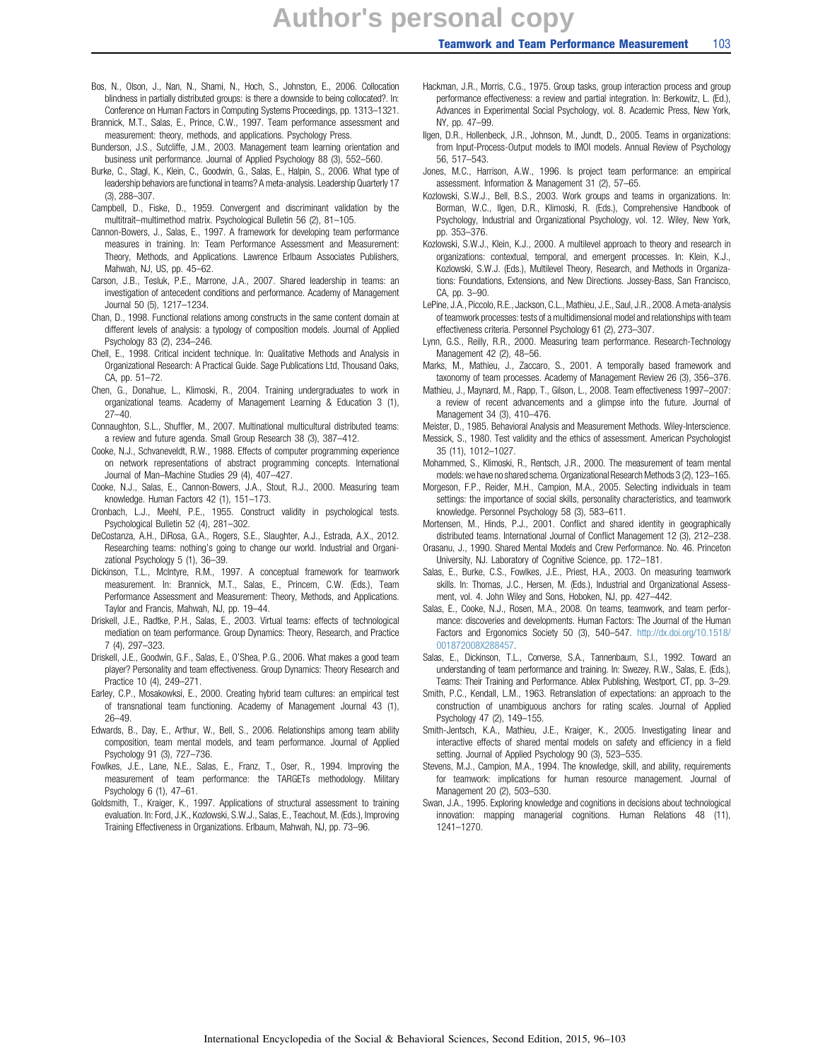Bos, N., Olson, J., Nan, N., Shami, N., Hoch, S., Johnston, E., 2006. Collocation blindness in partially distributed groups: is there a downside to being collocated?. In: Conference on Human Factors in Computing Systems Proceedings, pp. 1313–1321.

Brannick, M.T., Salas, E., Prince, C.W., 1997. Team performance assessment and measurement: theory, methods, and applications. Psychology Press.

Bunderson, J.S., Sutcliffe, J.M., 2003. Management team learning orientation and business unit performance. Journal of Applied Psychology 88 (3), 552–560.

Burke, C., Stagl, K., Klein, C., Goodwin, G., Salas, E., Halpin, S., 2006. What type of leadership behaviors are functional in teams? A meta-analysis. Leadership Quarterly 17 (3), 288–307.

Campbell, D., Fiske, D., 1959. Convergent and discriminant validation by the multitrait–multimethod matrix. Psychological Bulletin 56 (2), 81–105.

Cannon-Bowers, J., Salas, E., 1997. A framework for developing team performance measures in training. In: Team Performance Assessment and Measurement: Theory, Methods, and Applications. Lawrence Erlbaum Associates Publishers, Mahwah, NJ, US, pp. 45–62.

Carson, J.B., Tesluk, P.E., Marrone, J.A., 2007. Shared leadership in teams: an investigation of antecedent conditions and performance. Academy of Management Journal 50 (5), 1217–1234.

Chan, D., 1998. Functional relations among constructs in the same content domain at different levels of analysis: a typology of composition models. Journal of Applied Psychology 83 (2), 234–246.

Chell, E., 1998. Critical incident technique. In: Qualitative Methods and Analysis in Organizational Research: A Practical Guide. Sage Publications Ltd, Thousand Oaks, CA, pp. 51–72.

Chen, G., Donahue, L., Klimoski, R., 2004. Training undergraduates to work in organizational teams. Academy of Management Learning & Education 3 (1), 27–40.

Connaughton, S.L., Shuffler, M., 2007. Multinational multicultural distributed teams: a review and future agenda. Small Group Research 38 (3), 387–412.

Cooke, N.J., Schvaneveldt, R.W., 1988. Effects of computer programming experience on network representations of abstract programming concepts. International Journal of Man–Machine Studies 29 (4), 407–427.

Cooke, N.J., Salas, E., Cannon-Bowers, J.A., Stout, R.J., 2000. Measuring team knowledge. Human Factors 42 (1), 151–173.

Cronbach, L.J., Meehl, P.E., 1955. Construct validity in psychological tests. Psychological Bulletin 52 (4), 281–302.

DeCostanza, A.H., DiRosa, G.A., Rogers, S.E., Slaughter, A.J., Estrada, A.X., 2012. Researching teams: nothing's going to change our world. Industrial and Organizational Psychology 5 (1), 36–39.

Dickinson, T.L., McIntyre, R.M., 1997. A conceptual framework for teamwork measurement. In: Brannick, M.T., Salas, E., Princem, C.W. (Eds.), Team Performance Assessment and Measurement: Theory, Methods, and Applications. Taylor and Francis, Mahwah, NJ, pp. 19–44.

Driskell, J.E., Radtke, P.H., Salas, E., 2003. Virtual teams: effects of technological mediation on team performance. Group Dynamics: Theory, Research, and Practice 7 (4), 297–323.

Driskell, J.E., Goodwin, G.F., Salas, E., O'Shea, P.G., 2006. What makes a good team player? Personality and team effectiveness. Group Dynamics: Theory Research and Practice 10 (4), 249–271.

Earley, C.P., Mosakowksi, E., 2000. Creating hybrid team cultures: an empirical test of transnational team functioning. Academy of Management Journal 43 (1), 26–49.

Edwards, B., Day, E., Arthur, W., Bell, S., 2006. Relationships among team ability composition, team mental models, and team performance. Journal of Applied Psychology 91 (3), 727–736.

Fowlkes, J.E., Lane, N.E., Salas, E., Franz, T., Oser, R., 1994. Improving the measurement of team performance: the TARGETs methodology. Military Psychology 6 (1), 47–61.

Goldsmith, T., Kraiger, K., 1997. Applications of structural assessment to training evaluation. In: Ford, J.K., Kozlowski, S.W.J., Salas, E., Teachout, M. (Eds.), Improving Training Effectiveness in Organizations. Erlbaum, Mahwah, NJ, pp. 73–96.

Hackman, J.R., Morris, C.G., 1975. Group tasks, group interaction process and group performance effectiveness: a review and partial integration. In: Berkowitz, L. (Ed.), Advances in Experimental Social Psychology, vol. 8. Academic Press, New York, NY, pp. 47–99.

Ilgen, D.R., Hollenbeck, J.R., Johnson, M., Jundt, D., 2005. Teams in organizations: from Input-Process-Output models to IMOI models. Annual Review of Psychology 56, 517–543.

Jones, M.C., Harrison, A.W., 1996. Is project team performance: an empirical assessment. Information & Management 31 (2), 57–65.

Kozlowski, S.W.J., Bell, B.S., 2003. Work groups and teams in organizations. In: Borman, W.C., Ilgen, D.R., Klimoski, R. (Eds.), Comprehensive Handbook of Psychology, Industrial and Organizational Psychology, vol. 12. Wiley, New York, pp. 353–376.

Kozlowski, S.W.J., Klein, K.J., 2000. A multilevel approach to theory and research in organizations: contextual, temporal, and emergent processes. In: Klein, K.J., Kozlowski, S.W.J. (Eds.), Multilevel Theory, Research, and Methods in Organizations: Foundations, Extensions, and New Directions. Jossey-Bass, San Francisco, CA, pp. 3–90.

LePine, J.A., Piccolo, R.E., Jackson, C.L., Mathieu, J.E., Saul, J.R., 2008. A meta-analysis of teamwork processes: tests of a multidimensional model and relationships with team effectiveness criteria. Personnel Psychology 61 (2), 273–307.

Lynn, G.S., Reilly, R.R., 2000. Measuring team performance. Research-Technology Management 42 (2), 48–56.

Marks, M., Mathieu, J., Zaccaro, S., 2001. A temporally based framework and taxonomy of team processes. Academy of Management Review 26 (3), 356–376.

Mathieu, J., Maynard, M., Rapp, T., Gilson, L., 2008. Team effectiveness 1997–2007: a review of recent advancements and a glimpse into the future. Journal of Management 34 (3), 410–476.

Meister, D., 1985. Behavioral Analysis and Measurement Methods. Wiley-Interscience.

Messick, S., 1980. Test validity and the ethics of assessment. American Psychologist 35 (11), 1012–1027.

Mohammed, S., Klimoski, R., Rentsch, J.R., 2000. The measurement of team mental models: we have no shared schema. Organizational Research Methods 3 (2), 123–165.

Morgeson, F.P., Reider, M.H., Campion, M.A., 2005. Selecting individuals in team settings: the importance of social skills, personality characteristics, and teamwork knowledge. Personnel Psychology 58 (3), 583–611.

Mortensen, M., Hinds, P.J., 2001. Conflict and shared identity in geographically distributed teams. International Journal of Conflict Management 12 (3), 212–238.

Orasanu, J., 1990. Shared Mental Models and Crew Performance. No. 46. Princeton University, NJ. Laboratory of Cognitive Science, pp. 172–181.

Salas, E., Burke, C.S., Fowlkes, J.E., Priest, H.A., 2003. On measuring teamwork skills. In: Thomas, J.C., Hersen, M. (Eds.), Industrial and Organizational Assessment, vol. 4. John Wiley and Sons, Hoboken, NJ, pp. 427–442.

Salas, E., Cooke, N.J., Rosen, M.A., 2008. On teams, teamwork, and team performance: discoveries and developments. Human Factors: The Journal of the Human Factors and Ergonomics Society 50 (3), 540–547. http://dx.doi.org/10.1518/001872008X288457.

Salas, E., Dickinson, T.L., Converse, S.A., Tannenbaum, S.I., 1992. Toward an understanding of team performance and training. In: Swezey, R.W., Salas, E. (Eds.), Teams: Their Training and Performance. Ablex Publishing, Westport, CT, pp. 3–29.

Smith, P.C., Kendall, L.M., 1963. Retranslation of expectations: an approach to the construction of unambiguous anchors for rating scales. Journal of Applied Psychology 47 (2), 149–155.

Smith-Jentsch, K.A., Mathieu, J.E., Kraiger, K., 2005. Investigating linear and interactive effects of shared mental models on safety and efficiency in a field setting. Journal of Applied Psychology 90 (3), 523–535.

Stevens, M.J., Campion, M.A., 1994. The knowledge, skill, and ability, requirements for teamwork: implications for human resource management. Journal of Management 20 (2), 503–530.

Swan, J.A., 1995. Exploring knowledge and cognitions in decisions about technological innovation: mapping managerial cognitions. Human Relations 48 (11), 1241–1270.